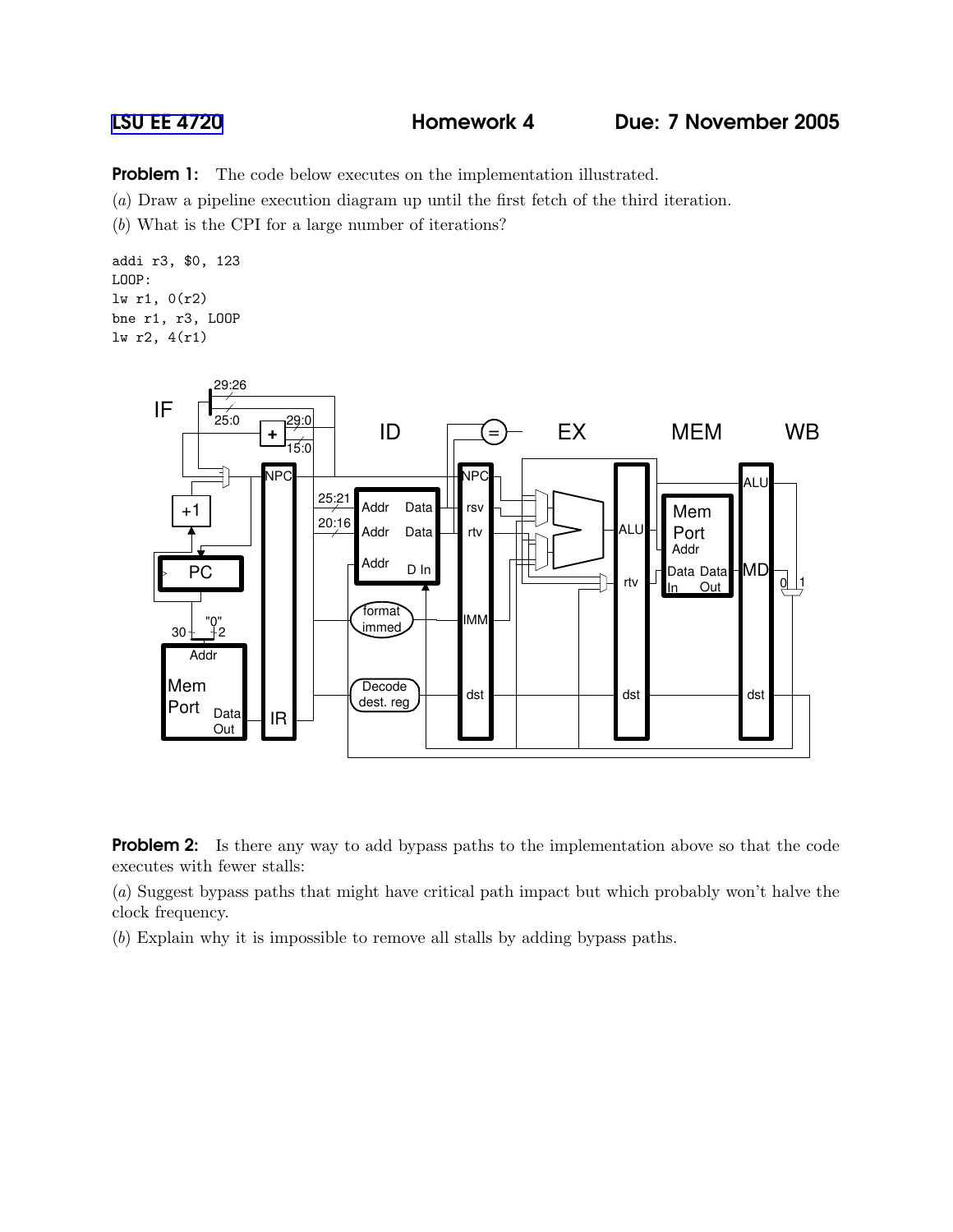**LSU EE 4720** **Homework 4** **Due: 7 November 2005**

**Problem 1:** The code below executes on the implementation illustrated.

(*a*) Draw a pipeline execution diagram up until the first fetch of the third iteration.

(*b*) What is the CPI for a large number of iterations?

```
addi r3, $0, 123
LOOP:
lw r1, 0(r2)
bne r1, r3, LOOP
lw r2, 4(r1)
```

**Problem 2:** Is there any way to add bypass paths to the implementation above so that the code executes with fewer stalls:

(*a*) Suggest bypass paths that might have critical path impact but which probably won't halve the clock frequency.

(*b*) Explain why it is impossible to remove all stalls by adding bypass paths.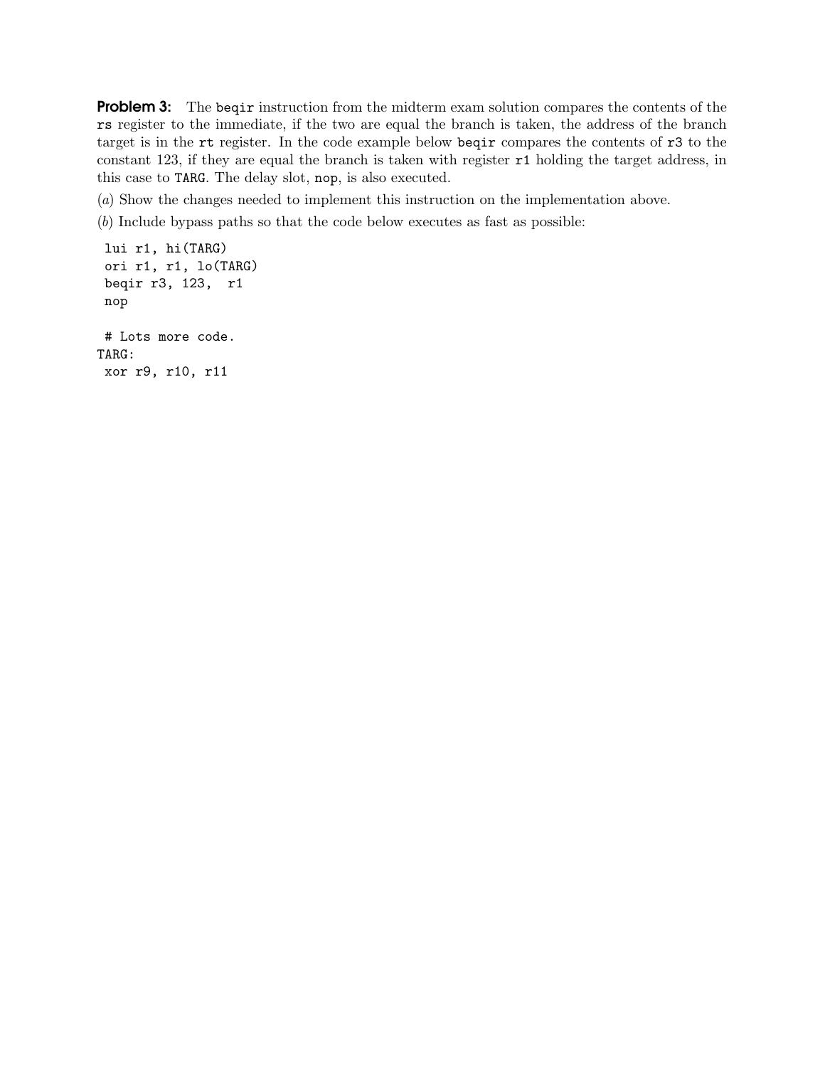**Problem 3:** The `beqir` instruction from the midterm exam solution compares the contents of the `rs` register to the immediate, if the two are equal the branch is taken, the address of the branch target is in the `rt` register. In the code example below `beqir` compares the contents of `r3` to the constant 123, if they are equal the branch is taken with register `r1` holding the target address, in this case to `TARG`. The delay slot, `nop`, is also executed.

(*a*) Show the changes needed to implement this instruction on the implementation above.

(*b*) Include bypass paths so that the code below executes as fast as possible:

```
 lui r1, hi(TARG)
 ori r1, r1, lo(TARG)
 beqir r3, 123,  r1
 nop

 # Lots more code.
TARG:
 xor r9, r10, r11
```